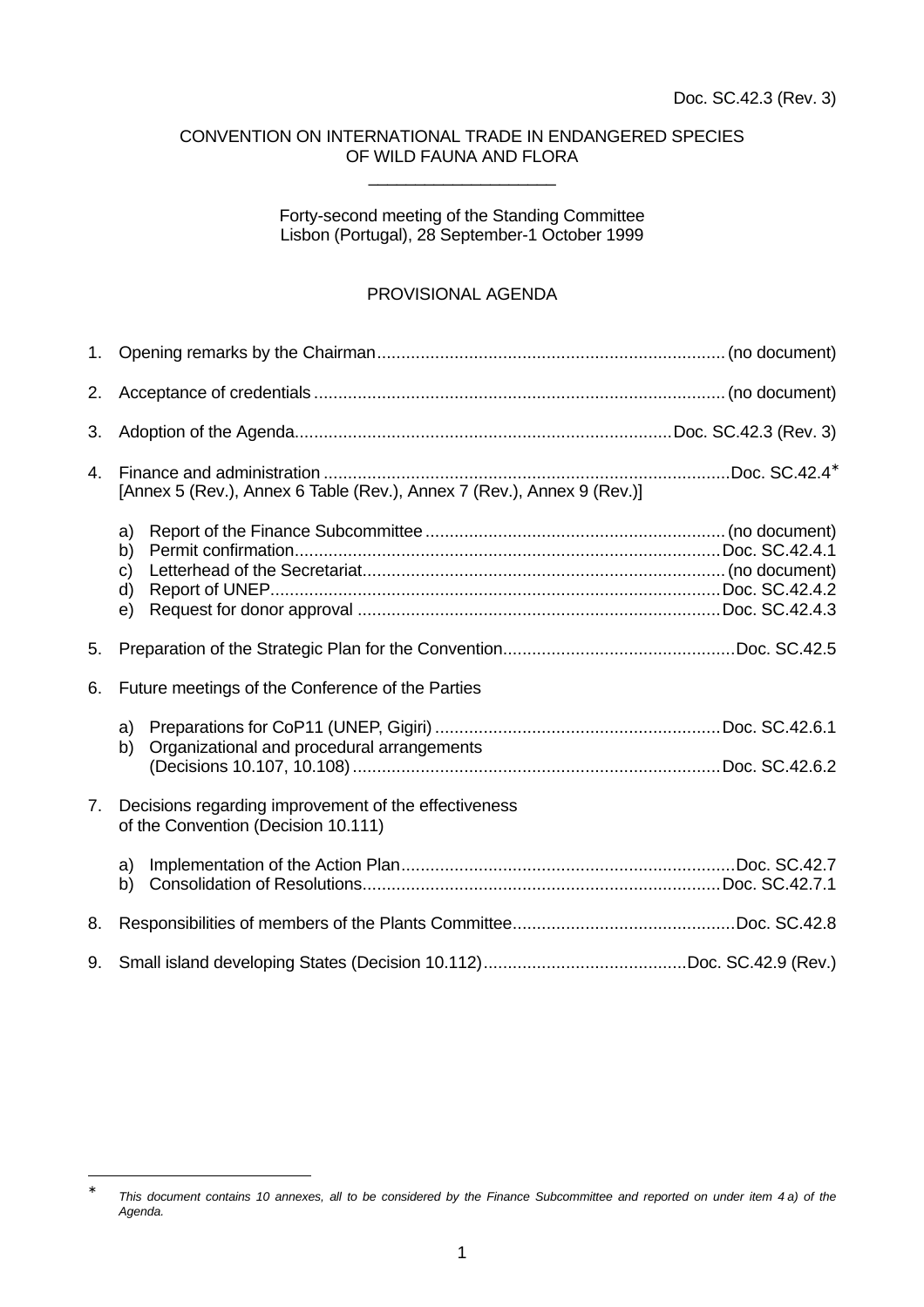Doc. SC.42.3 (Rev. 3)

CONVENTION ON INTERNATIONAL TRADE IN ENDANGERED SPECIES
OF WILD FAUNA AND FLORA

\_\_\_\_\_\_\_\_\_\_\_\_\_\_\_\_\_\_\_\_

Forty-second meeting of the Standing Committee
Lisbon (Portugal), 28 September-1 October 1999

# PROVISIONAL AGENDA

1. Opening remarks by the Chairman........................................................................(no document)

2. Acceptance of credentials.....................................................................................(no document)

3. Adoption of the Agenda.............................................................................Doc. SC.42.3 (Rev. 3)

4. Finance and administration ....................................................................................Doc. SC.42.4*
   [Annex 5 (Rev.), Annex 6 Table (Rev.), Annex 7 (Rev.), Annex 9 (Rev.)]

   a) Report of the Finance Subcommittee.............................................................(no document)
   b) Permit confirmation........................................................................................Doc. SC.42.4.1
   c) Letterhead of the Secretariat..........................................................................(no document)
   d) Report of UNEP.............................................................................................Doc. SC.42.4.2
   e) Request for donor approval ...........................................................................Doc. SC.42.4.3

5. Preparation of the Strategic Plan for the Convention................................................Doc. SC.42.5

6. Future meetings of the Conference of the Parties

   a) Preparations for CoP11 (UNEP, Gigiri) ...........................................................Doc. SC.42.6.1
   b) Organizational and procedural arrangements
      (Decisions 10.107, 10.108)...........................................................................Doc. SC.42.6.2

7. Decisions regarding improvement of the effectiveness
   of the Convention (Decision 10.111)

   a) Implementation of the Action Plan.....................................................................Doc. SC.42.7
   b) Consolidation of Resolutions..........................................................................Doc. SC.42.7.1

8. Responsibilities of members of the Plants Committee..............................................Doc. SC.42.8

9. Small island developing States (Decision 10.112)..........................................Doc. SC.42.9 (Rev.)

---

* *This document contains 10 annexes, all to be considered by the Finance Subcommittee and reported on under item 4 a) of the Agenda.*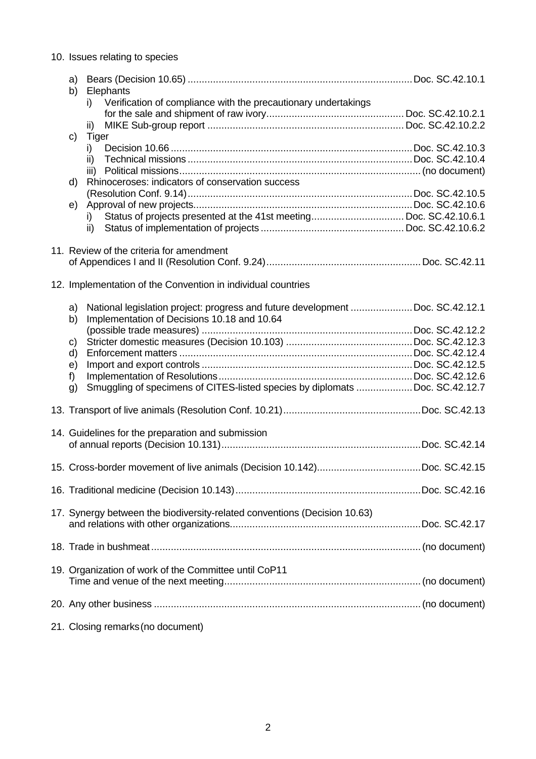10. Issues relating to species

    a) Bears (Decision 10.65) ................................................................................ Doc. SC.42.10.1
    b) Elephants
        i) Verification of compliance with the precautionary undertakings for the sale and shipment of raw ivory................................................. Doc. SC.42.10.2.1
        ii) MIKE Sub-group report ..................................................................... Doc. SC.42.10.2.2
    c) Tiger
        i) Decision 10.66 ...................................................................................... Doc. SC.42.10.3
        ii) Technical missions ................................................................................ Doc. SC.42.10.4
        iii) Political missions..................................................................................... (no document)
    d) Rhinoceroses: indicators of conservation success (Resolution Conf. 9.14)................................................................................ Doc. SC.42.10.5
    e) Approval of new projects............................................................................. Doc. SC.42.10.6
        i) Status of projects presented at the 41st meeting................................. Doc. SC.42.10.6.1
        ii) Status of implementation of projects ................................................... Doc. SC.42.10.6.2

11. Review of the criteria for amendment of Appendices I and II (Resolution Conf. 9.24)....................................................... Doc. SC.42.11

12. Implementation of the Convention in individual countries

    a) National legislation project: progress and future development ...................... Doc. SC.42.12.1
    b) Implementation of Decisions 10.18 and 10.64 (possible trade measures) ........................................................................... Doc. SC.42.12.2
    c) Stricter domestic measures (Decision 10.103) ............................................. Doc. SC.42.12.3
    d) Enforcement matters .................................................................................. Doc. SC.42.12.4
    e) Import and export controls ........................................................................... Doc. SC.42.12.5
    f) Implementation of Resolutions..................................................................... Doc. SC.42.12.6
    g) Smuggling of specimens of CITES-listed species by diplomats .................... Doc. SC.42.12.7

13. Transport of live animals (Resolution Conf. 10.21)................................................. Doc. SC.42.13

14. Guidelines for the preparation and submission of annual reports (Decision 10.131)....................................................................... Doc. SC.42.14

15. Cross-border movement of live animals (Decision 10.142)..................................... Doc. SC.42.15

16. Traditional medicine (Decision 10.143).................................................................. Doc. SC.42.16

17. Synergy between the biodiversity-related conventions (Decision 10.63) and relations with other organizations.................................................................... Doc. SC.42.17

18. Trade in bushmeat ................................................................................................ (no document)

19. Organization of work of the Committee until CoP11 Time and venue of the next meeting...................................................................... (no document)

20. Any other business ............................................................................................... (no document)

21. Closing remarks (no document)